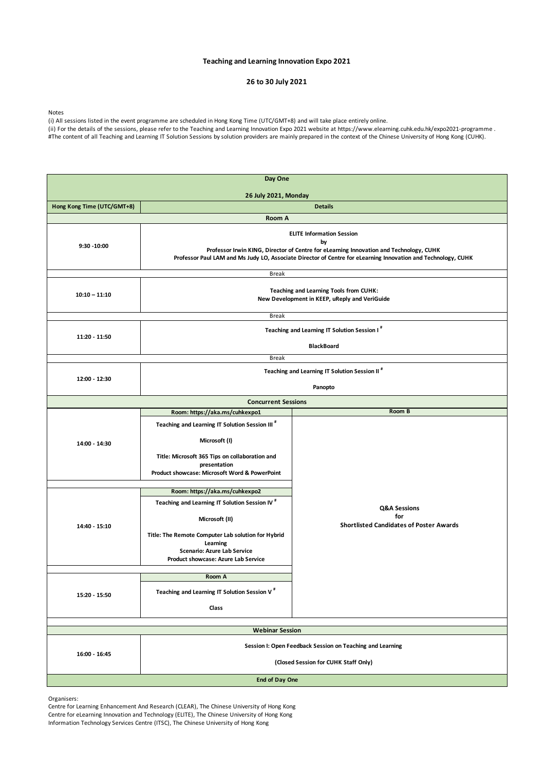# Teaching and Learning Innovation Expo 2021

## 26 to 30 July 2021

Notes

(i) All sessions listed in the event programme are scheduled in Hong Kong Time (UTC/GMT+8) and will take place entirely online.

(ii) For the details of the sessions, please refer to the Teaching and Learning Innovation Expo 2021 website at https://www.elearning.cuhk.edu.hk/expo2021-programme .

#The content of all Teaching and Learning IT Solution Sessions by solution providers are mainly prepared in the context of the Chinese University of Hong Kong (CUHK).

| Day One<br>26 July 2021, Monday | | |
|---|---|---|
| **Hong Kong Time (UTC/GMT+8)** | **Details** | |
| | **Room A** | |
| 9:30 -10:00 | **ELITE Information Session**<br>**by**<br>**Professor Irwin KING, Director of Centre for eLearning Innovation and Technology, CUHK**<br>**Professor Paul LAM and Ms Judy LO, Associate Director of Centre for eLearning Innovation and Technology, CUHK** | |
| | Break | |
| 10:10 – 11:10 | **Teaching and Learning Tools from CUHK:**<br>**New Development in KEEP, uReply and VeriGuide** | |
| | Break | |
| 11:20 - 11:50 | **Teaching and Learning IT Solution Session I #**<br>**BlackBoard** | |
| | Break | |
| 12:00 - 12:30 | **Teaching and Learning IT Solution Session II #**<br>**Panopto** | |
| | **Concurrent Sessions** | |
| | **Room: https://aka.ms/cuhkexpo1** | **Room B** |
| 14:00 - 14:30 | **Teaching and Learning IT Solution Session III #**<br>**Microsoft (I)**<br>**Title: Microsoft 365 Tips on collaboration and presentation**<br>**Product showcase: Microsoft Word & PowerPoint** | **Q&A Sessions**<br>**for**<br>**Shortlisted Candidates of Poster Awards** |
| | **Room: https://aka.ms/cuhkexpo2** | |
| 14:40 - 15:10 | **Teaching and Learning IT Solution Session IV #**<br>**Microsoft (II)**<br>**Title: The Remote Computer Lab solution for Hybrid Learning**<br>**Scenario: Azure Lab Service**<br>**Product showcase: Azure Lab Service** | |
| | **Room A** | |
| 15:20 - 15:50 | **Teaching and Learning IT Solution Session V #**<br>**Class** | |
| | **Webinar Session** | |
| 16:00 - 16:45 | **Session I: Open Feedback Session on Teaching and Learning**<br>**(Closed Session for CUHK Staff Only)** | |
| | **End of Day One** | |

Organisers:

Centre for Learning Enhancement And Research (CLEAR), The Chinese University of Hong Kong

Centre for eLearning Innovation and Technology (ELITE), The Chinese University of Hong Kong

Information Technology Services Centre (ITSC), The Chinese University of Hong Kong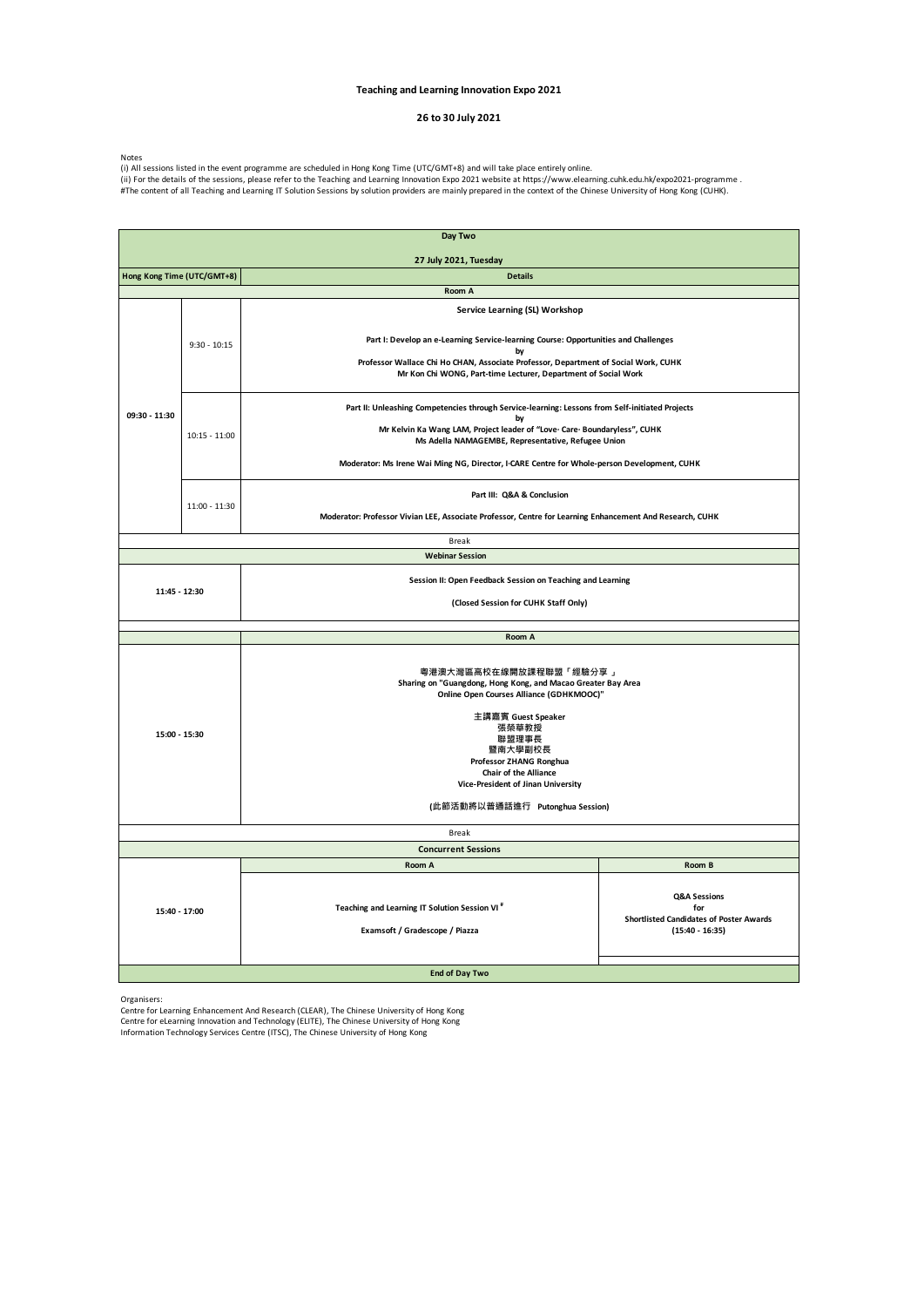**Teaching and Learning Innovation Expo 2021**

**26 to 30 July 2021**

Notes
(i) All sessions listed in the event programme are scheduled in Hong Kong Time (UTC/GMT+8) and will take place entirely online.
(ii) For the details of the sessions, please refer to the Teaching and Learning Innovation Expo 2021 website at https://www.elearning.cuhk.edu.hk/expo2021-programme .
#The content of all Teaching and Learning IT Solution Sessions by solution providers are mainly prepared in the context of the Chinese University of Hong Kong (CUHK).

| **Day Two<br>27 July 2021, Tuesday** | | | |
|---|---|---|---|
| **Hong Kong Time (UTC/GMT+8)** | | **Details** | |
| | | **Room A** | |
| 09:30 - 11:30 | 9:30 - 10:15 | **Service Learning (SL) Workshop**<br>**Part I: Develop an e-Learning Service-learning Course: Opportunities and Challenges**<br>**by**<br>**Professor Wallace Chi Ho CHAN, Associate Professor, Department of Social Work, CUHK**<br>**Mr Kon Chi WONG, Part-time Lecturer, Department of Social Work** | |
| | 10:15 - 11:00 | **Part II: Unleashing Competencies through Service-learning: Lessons from Self-initiated Projects**<br>**by**<br>**Mr Kelvin Ka Wang LAM, Project leader of "Love· Care· Boundaryless", CUHK**<br>**Ms Adella NAMAGEMBE, Representative, Refugee Union**<br>**Moderator: Ms Irene Wai Ming NG, Director, I·CARE Centre for Whole-person Development, CUHK** | |
| | 11:00 - 11:30 | **Part III: Q&A & Conclusion**<br>**Moderator: Professor Vivian LEE, Associate Professor, Centre for Learning Enhancement And Research, CUHK** | |
| | | Break | |
| | | **Webinar Session** | |
| 11:45 - 12:30 | | **Session II: Open Feedback Session on Teaching and Learning**<br>**(Closed Session for CUHK Staff Only)** | |
| | | **Room A** | |
| 15:00 - 15:30 | | **粵港澳大灣區高校在線開放課程聯盟「經驗分享 」**<br>**Sharing on "Guangdong, Hong Kong, and Macao Greater Bay Area Online Open Courses Alliance (GDHKMOOC)"**<br>**主講嘉賓 Guest Speaker**<br>**張榮華教授**<br>**聯盟理事長**<br>**暨南大學副校長**<br>**Professor ZHANG Ronghua**<br>**Chair of the Alliance**<br>**Vice-President of Jinan University**<br>**(此節活動將以普通話進行 Putonghua Session)** | |
| | | Break | |
| | | **Concurrent Sessions** | |
| | | **Room A** | **Room B** |
| 15:40 - 17:00 | | **Teaching and Learning IT Solution Session VI #**<br>**Examsoft / Gradescope / Piazza** | **Q&A Sessions for Shortlisted Candidates of Poster Awards (15:40 - 16:35)** |
| | | **End of Day Two** | |

Organisers:
Centre for Learning Enhancement And Research (CLEAR), The Chinese University of Hong Kong
Centre for eLearning Innovation and Technology (ELITE), The Chinese University of Hong Kong
Information Technology Services Centre (ITSC), The Chinese University of Hong Kong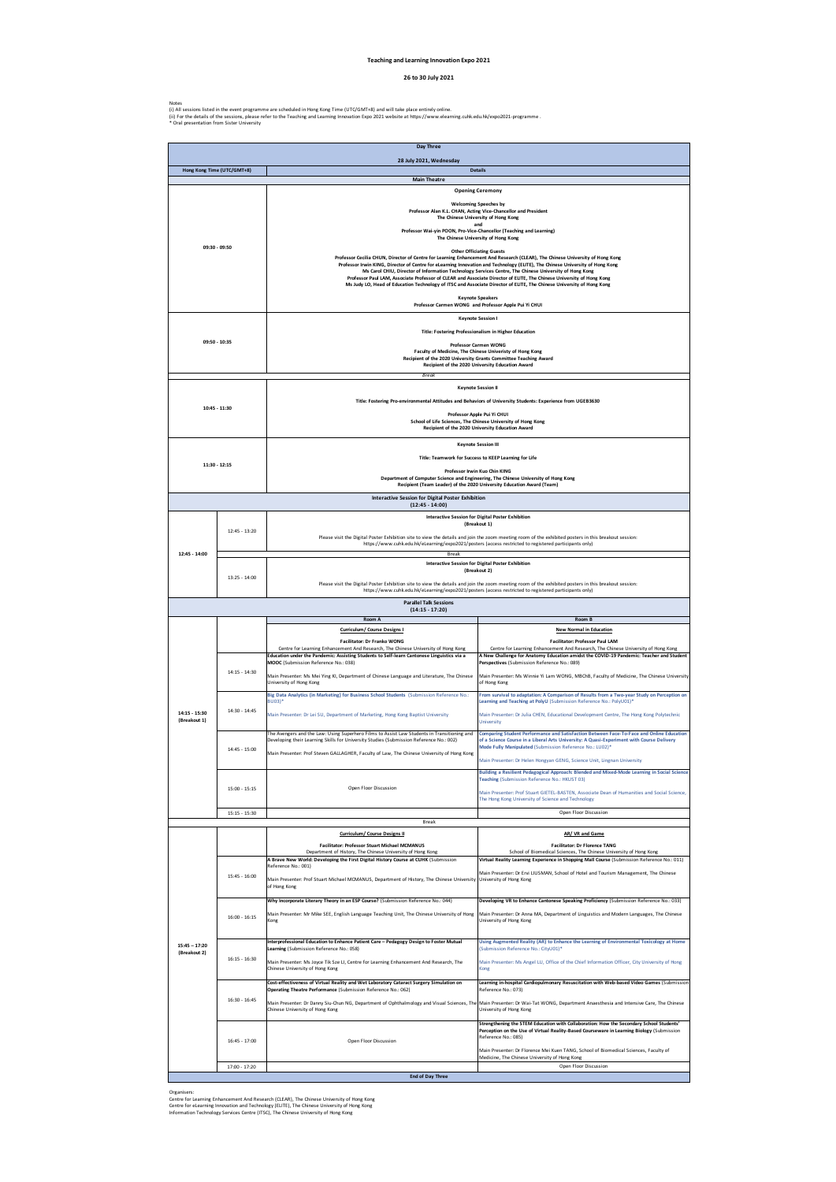# Teaching and Learning Innovation Expo 2021

## 26 to 30 July 2021

Notes
(i) All sessions listed in the event programme are scheduled in Hong Kong Time (UTC/GMT+8) and will take place entirely online.
(ii) For the details of the sessions, please refer to the Teaching and Learning Innovation Expo 2021 website at https://www.elearning.cuhk.edu.hk/expo2021-programme .
* Oral presentation from Sister University

### Day Three

**28 July 2021, Wednesday**

| Hong Kong Time (UTC/GMT+8) | Details |
|---|---|
| | **Main Theatre** |
| 09:30 - 09:50 | **Opening Ceremony**<br><br>**Welcoming Speeches by**<br>**Professor Alan K.L. CHAN, Acting Vice-Chancellor and President**<br>**The Chinese University of Hong Kong**<br>**and**<br>**Professor Wai-yin POON, Pro-Vice-Chancellor (Teaching and Learning)**<br>**The Chinese University of Hong Kong**<br><br>**Other Officiating Guests**<br>**Professor Cecilia CHUN, Director of Centre for Learning Enhancement And Research (CLEAR), The Chinese University of Hong Kong**<br>**Professor Irwin KING, Director of Centre for eLearning Innovation and Technology (ELITE), The Chinese University of Hong Kong**<br>**Ms Carol CHIU, Director of Information Technology Services Centre, The Chinese University of Hong Kong**<br>**Professor Paul LAM, Associate Professor of CLEAR and Associate Director of ELITE, The Chinese University of Hong Kong**<br>**Ms Judy LO, Head of Education Technology of ITSC and Associate Director of ELITE, The Chinese University of Hong Kong**<br><br>**Keynote Speakers**<br>**Professor Carmen WONG and Professor Apple Pui Yi CHUI** |
| 09:50 - 10:35 | **Keynote Session I**<br><br>**Title: Fostering Professionalism in Higher Education**<br><br>**Professor Carmen WONG**<br>**Faculty of Medicine, The Chinese Univeristy of Hong Kong**<br>**Recipient of the 2020 University Grants Committee Teaching Award**<br>**Recipient of the 2020 University Education Award** |
| | *Break* |
| 10:45 - 11:30 | **Keynote Session II**<br><br>**Title: Fostering Pro-environmental Attitudes and Behaviors of University Students: Experience from UGEB3630**<br><br>**Professor Apple Pui Yi CHUI**<br>**School of Life Sciences, The Chinese University of Hong Kong**<br>**Recipient of the 2020 University Education Award** |
| 11:30 - 12:15 | **Keynote Session III**<br><br>**Title: Teamwork for Success to KEEP Learning for Life**<br><br>**Professor Irwin Kuo Chin KING**<br>**Department of Computer Science and Engineering, The Chinese University of Hong Kong**<br>**Recipient (Team Leader) of the 2020 University Education Award (Team)** |

**Interactive Session for Digital Poster Exhibition (12:45 - 14:00)**

| Hong Kong Time (UTC/GMT+8) | | Details |
|---|---|---|
| 12:45 - 14:00 | 12:45 - 13:20 | **Interactive Session for Digital Poster Exhibition (Breakout 1)**<br><br>Please visit the Digital Poster Exhibition site to view the details and join the zoom meeting room of the exhibited posters in this breakout session: https://www.cuhk.edu.hk/eLearning/expo2021/posters (access restricted to registered participants only) |
| | | Break |
| | 13:25 - 14:00 | **Interactive Session for Digital Poster Exhibition (Breakout 2)**<br><br>Please visit the Digital Poster Exhibition site to view the details and join the zoom meeting room of the exhibited posters in this breakout session: https://www.cuhk.edu.hk/eLearning/expo2021/posters (access restricted to registered participants only) |

**Parallel Talk Sessions (14:15 - 17:20)**

| Hong Kong Time (UTC/GMT+8) | | Room A | Room B |
|---|---|---|---|
| 14:15 - 15:30 (Breakout 1) | | **Curriculum/ Course Designs I**<br><br>**Facilitator: Dr Franko WONG**<br>Centre for Learning Enhancement And Research, The Chinese University of Hong Kong | **New Normal in Education**<br><br>**Facilitator: Professor Paul LAM**<br>Centre for Learning Enhancement And Research, The Chinese University of Hong Kong |
| | 14:15 - 14:30 | **Education under the Pandemic: Assisting Students to Self-learn Cantonese Linguistics via a MOOC** (Submission Reference No.: 038)<br><br>Main Presenter: Ms Mei Ying KI, Department of Chinese Language and Literature, The Chinese University of Hong Kong | **A New Challenge for Anatomy Education amidst the COVID-19 Pandemic: Teacher and Student Perspectives** (Submission Reference No.: 089)<br><br>Main Presenter: Ms Winnie Yi Lam WONG, MBChB, Faculty of Medicine, The Chinese University of Hong Kong |
| | 14:30 - 14:45 | **Big Data Analytics (in Marketing) for Business School Students** (Submission Reference No.: BU03)*<br><br>Main Presenter: Dr Lei SU, Department of Marketing, Hong Kong Baptist University | **From survival to adaptation: A Comparison of Results from a Two-year Study on Perception on Learning and Teaching at PolyU** (Submission Reference No.: PolyU01)*<br><br>Main Presenter: Dr Julia CHEN, Educational Development Centre, The Hong Kong Polytechnic University |
| | 14:45 - 15:00 | The Avengers and the Law: Using Superhero Films to Assist Law Students in Transitioning and Developing their Learning Skills for University Studies (Submission Reference No.: 002)<br><br>Main Presenter: Prof Steven GALLAGHER, Faculty of Law, The Chinese University of Hong Kong | **Comparing Student Performance and Satisfaction Between Face-To-Face and Online Education of a Science Course in a Liberal Arts University: A Quasi-Experiment with Course Delivery Mode Fully Manipulated** (Submission Reference No.: LU02)*<br><br>Main Presenter: Dr Helen Hongyan GENG, Science Unit, Lingnan University |
| | 15:00 - 15:15 | Open Floor Discussion | **Building a Resilient Pedagogical Approach: Blended and Mixed-Mode Learning in Social Science Teaching** (Submission Reference No.: HKUST 03)<br><br>Main Presenter: Prof Stuart GIETEL-BASTEN, Associate Dean of Humanities and Social Science, The Hong Kong University of Science and Technology |
| | 15:15 - 15:30 | | Open Floor Discussion |
| | | Break | |
| 15:45 – 17:20 (Breakout 2) | | **Curriculum/ Course Designs II**<br><br>**Facilitator: Professor Stuart Michael MCMANUS**<br>Department of History, The Chinese University of Hong Kong | **AR/ VR and Game**<br><br>**Facilitator: Dr Florence TANG**<br>School of Biomedical Sciences, The Chinese University of Hong Kong |
| | 15:45 - 16:00 | **A Brave New World: Developing the First Digital History Course at CUHK** (Submission Reference No.: 001)<br><br>Main Presenter: Prof Stuart Michael MCMANUS, Department of History, The Chinese University of Hong Kong | **Virtual Reality Learning Experience in Shopping Mall Course** (Submission Reference No.: 011)<br><br>Main Presenter: Dr Erxi LIUSMAN, School of Hotel and Tourism Management, The Chinese University of Hong Kong |
| | 16:00 - 16:15 | **Why Incorporate Literary Theory in an ESP Course?** (Submission Reference No.: 044)<br><br>Main Presenter: Mr Mike SEE, English Language Teaching Unit, The Chinese University of Hong Kong | **Developing VR to Enhance Cantonese Speaking Proficiency** (Submission Reference No.: 033)<br><br>Main Presenter: Dr Anna MA, Department of Linguistics and Modern Languages, The Chinese University of Hong Kong |
| | 16:15 - 16:30 | **Interprofessional Education to Enhance Patient Care – Pedagogy Design to Foster Mutual Learning** (Submission Reference No.: 058)<br><br>Main Presenter: Ms Joyce Tik Sze LI, Centre for Learning Enhancement And Research, The Chinese University of Hong Kong | **Using Augmented Reality (AR) to Enhance the Learning of Environmental Toxicology at Home** (Submission Reference No.: CityU01)*<br><br>Main Presenter: Ms Angel LU, Office of the Chief Information Officer, City University of Hong Kong |
| | 16:30 - 16:45 | **Cost-effectiveness of Virtual Reality and Wet Laboratory Cataract Surgery Simulation on Operating Theatre Performance** (Submission Reference No.: 062)<br><br>Main Presenter: Dr Danny Siu-Chun NG, Department of Ophthalmology and Visual Sciences, The Chinese University of Hong Kong | **Learning In-hospital Cardiopulmonary Resuscitation with Web-based Video Games** (Submission Reference No.: 073)<br><br>Main Presenter: Dr Wai-Tat WONG, Department Anaesthesia and Intensive Care, The Chinese University of Hong Kong |
| | 16:45 - 17:00 | Open Floor Discussion | **Strengthening the STEM Education with Collaboration: How the Secondary School Students' Perception on the Use of Virtual Reality-Based Courseware in Learning Biology** (Submission Reference No.: 085)<br><br>Main Presenter: Dr Florence Mei Kuen TANG, School of Biomedical Sciences, Faculty of Medicine, The Chinese University of Hong Kong |
| | 17:00 - 17:20 | | Open Floor Discussion |

**End of Day Three**

Organisers:
Centre for Learning Enhancement And Research (CLEAR), The Chinese University of Hong Kong
Centre for eLearning Innovation and Technology (ELITE), The Chinese University of Hong Kong
Information Technology Services Centre (ITSC), The Chinese University of Hong Kong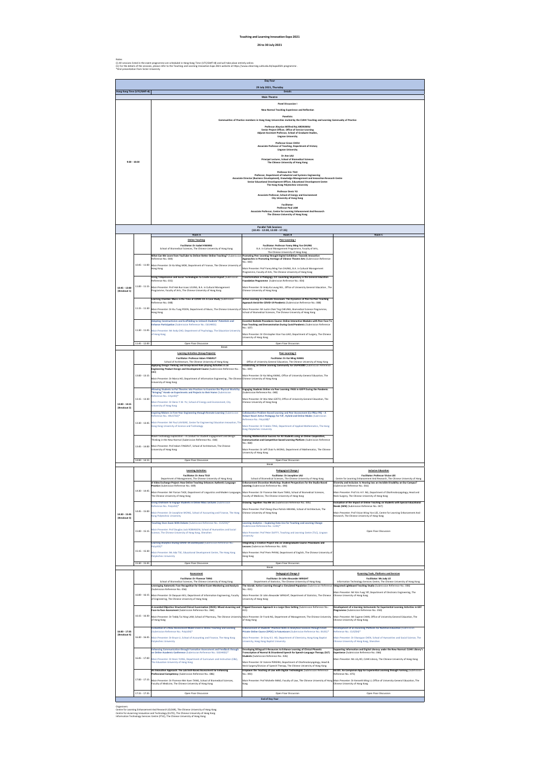# Teaching and Learning Innovation Expo 2021

**26 to 30 July 2021**

Notes:
(i) All sessions listed in the event programme are scheduled in Hong Kong Time (UTC/GMT+8) and will take place entirely online.
(ii) For the details of the sessions, please refer to the Teaching and Learning Innovation Expo 2021 website at https://www.elearning.cuhk.edu.hk/expo2021-programme .
*Oral presentation from Sister University

## Day Four

**29 July 2021, Thursday**

| Hong Kong Time (UTC/GMT+8) | Details |
|---|---|
| | **Main Theatre** |
| 9:30 - 10:30 | **Panel Discussion I**<br>**New Normal Teaching Experience and Reflection**<br>**Panelists:**<br>**Communities of Practice members in Hong Kong Universities invited by the CUHK Teaching and Learning Community of Practice**<br>**Professor Aloysius Wilfred Raj AROKIARAJ**<br>**Senior Project Officer, Office of Service-Learning**<br>**Adjunct Assistant Professor, School of Graduate Studies,**<br>**Lingnan University**<br>**Professor Grace CHOU**<br>**Associate Professor of Teaching, Department of History**<br>**Lingnan University**<br>**Dr Ann LAU**<br>**Principal Lecturer, School of Biomedical Sciences**<br>**The Chinese University of Hong Kong**<br>**Professor Eric TSUI**<br>**Professor, Department of Industrial and Systems Engineering**<br>**Associate Director (Business Development), Knowledge Management and Innovation Research Centre**<br>**Senior Educational Development Officer, Educational Development Centre**<br>**The Hong Kong Polytechnic University**<br>**Professor Denis YU**<br>**Associate Professor, School of Energy and Environment**<br>**City University of Hong Kong**<br>**Facilitator:**<br>**Professor Paul LAM**<br>**Associate Professor, Centre for Learning Enhancement And Research**<br>**The Chinese University of Hong Kong** |

**Parallel Talk Sessions**
**(10:45 - 12:00, 13:00 - 17:35)**

| Session | Time | Room A | Room B | Room C |
|---|---|---|---|---|
| 10:45 - 12:00 (Breakout 1) | | **Online Teaching**<br>**Facilitator: Dr Isabel HWANG**<br>School of Biomedical Sciences, The Chinese University of Hong Kong | **Peer-Learning I**<br>**Facilitator: Professor Fanny Ming Yan CHUNG**<br>B.A. in Cultural Management Programme, Faculty of Arts, The Chinese University of Hong Kong | |
| | 10:45 - 11:00 | **What Can We Learn from YouTuber to Deliver Better Online Teaching?** (Submission Reference No.: 008)<br>Main Presenter: Dr Ka Ming MOK, Department of Finance, The Chinese University of Hong Kong | **Promoting Peer Learning through Digital Exhibition: Towards Innovative Approaches in Promoting Heritage of Chinese Theatre Arts** (Submission Reference No.: 030)<br>Main Presenter: Prof Fanny Ming Yan CHUNG, B.A. in Cultural Management Programme, Faculty of Arts, The Chinese University of Hong Kong | |
| | 11:00 - 11:15 | **Using Telepresence and Social Technologies to Create Social Impact** (Submission Reference No.: 031)<br>Main Presenter: Prof Hok-Bun Isaac LEUNG, B.A. in Cultural Management Programme, Faculty of Arts, The Chinese University of Hong Kong | **Transformation in Pedagogy 2.0: Launching Stepathlon in the General Education Foundation Programme** (Submission Reference No.: 054)<br>Main Presenter: Dr Andy Ka Leung NG , Office of University General Education , The Chinese University of Hong Kong | |
| | 11:15 - 11:30 | **Learning Chamber Music in the Time of COVID-19: A Case Study** (Submission Reference No.: 048)<br>Main Presenter: Dr Siu Tung POON, Department of Music, The Chinese University of Hong Kong | **Active Learning in a Remote Classroom: The Dynamics of Peer-to-Peer Teaching Approach Amid the COVID-19 Pandemic** (Submission Reference No.: 088)<br>Main Presenter: Mr Justin Chak Ting CHEUNG, Biomedical Science Programme, School of Biomedical Sciences, The Chinese University of Hong Kong | |
| | 11:30 - 11:45 | **Adopting Constructivism and Scaffolding to Unleash Students' Potentials and Enhance Participation** (Submission Reference No.: EdUHK01)<br>Main Presenter: Mr Andy CHO, Department of Psychology, The Education University of Hong Kong | **Essential Bedside Procedures Course: Online Interactive Modules with Peer Face To Face Teaching and Demonstration During Covid Pandemic** (Submission Reference No.: 107)<br>Main Presenter: Dr Christopher Kan Yao LIAO, Department of Surgery, The Chinese University of Hong Kong | |
| | 11:45 - 12:00 | Open Floor Discussion | Open Floor Discussion | |
| | | Break | | |
| 13:00 - 14:15 (Breakout 2) | | **Learning Activities (Group Projects)**<br>**Facilitator: Professor Adam FINGRUT**<br>School of Architecture, The Chinese University of Hong Kong | **Peer-Learning II**<br>**Facilitator: Dr Kai Ming KIANG**<br>Office of University General Education, The Chinese University of Hong Kong | |
| | 13:00 - 13:15 | **Applying Design Thinking and Group-based Role-playing Activities in an Engineering Product Design and Development Course** (Submission Reference No.: 080)<br>Main Presenter: Dr Marco HO, Department of Information Engineering , The Chinese University of Hong Kong | **Establishing an Online Learning Community for UGFN1000** (Submission Reference No.: 039)<br>Main Presenter: Dr Kai Ming KIANG, Office of University General Education, The Chinese University of Hong Kong | |
| | 13:15 - 13:30 | **Allowing Students to Put Theories into Practices to Examine the Physical World by "Bringing" Hands-on Experiments and Projects to their Home** (Submission Reference No.: CityU03)*<br>Main Presenter: Dr Denis Y.W. YU, School of Energy and Environment, City University of Hong Kong | **Engaging Students Online via Peer Learning: PASS in GEFP During the Pandemic** (Submission Reference No.: 060)<br>Main Presenter: Dr Wai Man SZETO, Office of University General Education, The Chinese University of Hong Kong | |
| | 13:30 - 13:45 | **Inspiring Makers in First-Year Engineering through Remote Learning** (Submission Reference No.: HKUST02)*<br>Main Presenter: Mr Paul LAVIGNE, Center for Engineering Education Innovation, The Hong Kong University of Science and Technology | **Collaborative Problem-Based Learning and Peer Assessment (Co-PBLa-PA) – A Robust Novel Active Pedagogy for F2F, Hybrid and Online Modes** (Submission Reference No.: PolyU08)*<br>Main Presenter: Dr Frידolin TING, Department of Applied Mathematics, The Hong Kong Polytechnic University | |
| | 13:45 - 14:00 | **Robot Technology Exploration – A Conduit for Student Engagement and Design Thinking in the New Normal** (Submission Reference No.: 038)<br>Main Presenter: Prof Adam FINGRUT, School of Architecture, The Chinese University of Hong Kong | **Ensuring Mathematical Success for All Students using an Online Cooperative, Communication and Competitive-based Learning Platform** (Submission Reference No.: 068)<br>Main Presenter: Dr Jeff Chak Fu WONG, Department of Mathematics, The Chinese University of Hong Kong | |
| | 14:00 - 14:15 | Open Floor Discussion | Open Floor Discussion | |
| | | Break | | |
| 14:30 - 15:45 (Breakout 3) | | **Learning Activities**<br>**Facilitator: Dr Anna TSUI**<br>Department of Management, The Chinese University of Hong Kong | **Pedagogical Change I**<br>**Facilitator: Dr Josephine LAU**<br>School of Biomedical Sciences, The Chinese University of Hong Kong | **Inclusive Education**<br>**Facilitator: Professor Vivian LEE**<br>Centre for Learning Enhancement And Research, The Chinese University of Hong Kong |
| | 14:30 - 14:45 | **A Video Exchange Project: How Online Teaching Enhances Authentic Language Practice** (Submission Reference No.: 009)<br>Main Presenter: Mr Florian TADE, Department of Linguistics and Modern Languages, The Chinese University of Hong Kong | **Enhancement Dissection Workshop: Student Perspectives for the Studio-Based Learning** (Submission Reference No.: 093)<br>Main Presenter: Dr Florence Mei Kuen TANG, School of Biomedical Sciences, Faculty of Medicine, The Chinese University of Hong Kong | **Diversity and Inclusion: Is Hearing Loss an Invisible Disability on Our Campus?** (Submission Reference No.: 016)<br>Main Presenter: Prof Iris H.Y. NG, Department of Otorhinolaryngology, Head and Neck Surgery, The Chinese University of Hong Kong |
| | 14:45 - 15:00 | **Using Chatbot to Engage Students in Online Mass Lectures** (Submission Reference No.: PolyU01)*<br>Main Presenter: Dr Josephine WONG, School of Accounting and Finance, The Hong Kong Polytechnic University | **Drawing Together: You Me Us** (Submission Reference No.: 095)<br>Main Presenter: Prof Cheng-Chun Patrick HWANG, School of Architecture, The Chinese University of Hong Kong | **Evaluation of the Impact of Online Teaching on Students with Special Educational Needs (SEN)** (Submission Reference No.: 047)<br>Main Presenter: Prof Vivian Wing Yan LEE, Centre for Learning Enhancement And Research, The Chinese University of Hong Kong |
| | 15:00 - 15:15 | **Teaching Over Zoom With Debate** (Submission Reference No.: CUSZ05)*<br>Main Presenter: Prof Douglas Jack ROBINSON, School of Humanities and Social Science, The Chinese University of Hong Kong, Shenzhen | **Learning Analytics – Exploring Data Use for Teaching and Learning Change** (Submission Reference No.: LU01)*<br>Main Presenter: Prof Peter DUFFY, Teaching and Learning Centre (TLC), Lingnan University | Open Floor Discussion |
| | 15:15 - 15:30 | **Learning Analytics During COVID-19 and Beyond** (Submission Reference No.: PolyU04)*<br>Main Presenter: Ms Ada TSE, Educational Development Centre, The Hong Kong Polytechnic University | **Integrating a Creative Project into an Undergraduate Course: Procedures and Lessons** (Submission Reference No.: 029)<br>Main Presenter: Prof Prem PHYAK, Department of English, The Chinese University of Hong Kong | |
| | 15:30 - 15:45 | Open Floor Discussion | Open Floor Discussion | |
| | | Break | | |
| 16:00 - 17:35 (Breakout 4) | | **Assessment**<br>**Facilitator: Dr Florence TANG**<br>School of Biomedical Sciences, The Chinese University of Hong Kong | **Pedagogical Change II**<br>**Facilitator: Dr John Alexander WRIGHT**<br>Department of Statistics, The Chinese University of Hong Kong | **iLearning Tools, Platforms and Services**<br>**Facilitator: Ms Judy LO**<br>Information Technology Services Centre, The Chinese University of Hong Kong |
| | 16:00 - 16:15 | **Leveraging Automatic Face Recognition for Online Exam Monitoring and Analysis** (Submission Reference No.: 056)<br>Main Presenter: Dr Daoyuan WU, Department of Information Engineering, Faculty of Engineering, The Chinese University of Hong Kong | **The Islands: Active Learning through a Simulated Population** (Submission Reference No.: 015)<br>Main Presenter: Dr John Alexander WRIGHT, Department of Statistics, The Chinese University of Hong Kong | **Integrated Lightboard Teaching Studio** (Submission Reference No.: 086)<br>Main Presenter: Mr Kim Fung YIP, Department of Electronic Engineering, The Chinese University of Hong Kong |
| | 16:15 - 16:30 | **A recorded Objective Structured Clinical Examination (OSCE): Mixed eLearning and Face-to-face Assessment** (Submission Reference No.: 064)<br>Main Presenter: Dr Teddy Tai Ning LAM, School of Pharmacy, The Chinese University of Hong Kong | **Flipped Classroom Approach in a Large Class Setting** (Submission Reference No.: 021)<br>Main Presenter: Dr Frank NG, Department of Management, The Chinese University of Hong Kong | **Development of e-learning Instruments for Experiential-Learning Activities in GEF Programme** (Submission Reference No.: 050)<br>Main Presenter: Mr Eugene CHAN, Office of University General Education, The Chinese University of Hong Kong |
| | 16:30 - 16:45 | **Evaluation of a New Assessment Model Used in Online Teaching and Learning** (Submission Reference No.: PolyU04)*<br>Main Presenter: Dr Bruce LI, School of Accounting and Finance, The Hong Kong Polytechnic University | **Enhancement of Students' Practical Skills in Analytical Sciences through Small Private Online Course (SPOC) in FutureLearn** (Submission Reference No.: BU01)*<br>Main Presenter: Dr Gray K.S. HO, Department of Chemistry, Hong Kong Baptist University, Hong Kong Baptist University | **Development of an E-Learning Platform for Nutrition Education** (Submission Reference No.: CUSZ04)*<br>Main Presenter: Dr Shanquan CHEN, School of Humanities and Social Science, The Chinese University of Hong Kong, Shenzhen |
| | 16:45 - 17:00 | **Enhancing Communication through Formative Assessment and Feedback through an Online Academic Conference** (Submission Reference No.: EdUHK02)*<br>Main Presenter: Dr Kevin YUNG, Department of Curriculum and Instruction (C&I), The Education University of Hong Kong | **Developing Bilingual E-Resources to Enhance Learning of Clinical Phonetic Transcription of Normal & Disordered Speech for Speech-Language Therapy (SLT) Students** (Submission Reference No.: 026)<br>Main Presenter: Dr Valerie PEREIRA, Department of Otorhinolaryngology, Head & Neck Surgery/Division of Speech Therapy, The Chinese University of Hong Kong | **Supporting Information and Digital Literacy under the New Normal: CUHK Library's Experience** (Submission Reference No.: 066)<br>Main Presenter: Ms Lily KO, CUHK Library, The Chinese University of Hong Kong |
| | 17:00 - 17:15 | **An Innovative Approach: The Lab Skill-Based Assessment for Enhancing Professional Competency** (Submission Reference No.: 086)<br>Main Presenter: Dr Florence Mei Kuen TANG, School of Biomedical Sciences, Faculty of Medicine, The Chinese University of Hong Kong | **Empower the Teaching of Law with Digital Technologies** (Submission Reference No.: 093)<br>Main Presenter: Prof Michelle MIAO, Faculty of Law, The Chinese University of Hong Kong | **GE101: An Companion App for Experiential Learning through Farming** (Submission Reference No.: 075)<br>Main Presenter: Dr Kenneth Ming LI, Office of University General Education, The Chinese University of Hong Kong |
| | 17:15 - 17:35 | Open Floor Discussion | Open Floor Discussion | Open Floor Discussion |
| | | **End of Day Four** | | |

Organisers:
Centre for Learning Enhancement And Research (CLEAR), The Chinese University of Hong Kong
Centre for eLearning Innovation and Technology (ELITE), The Chinese University of Hong Kong
Information Technology Services Centre (ITSC), The Chinese University of Hong Kong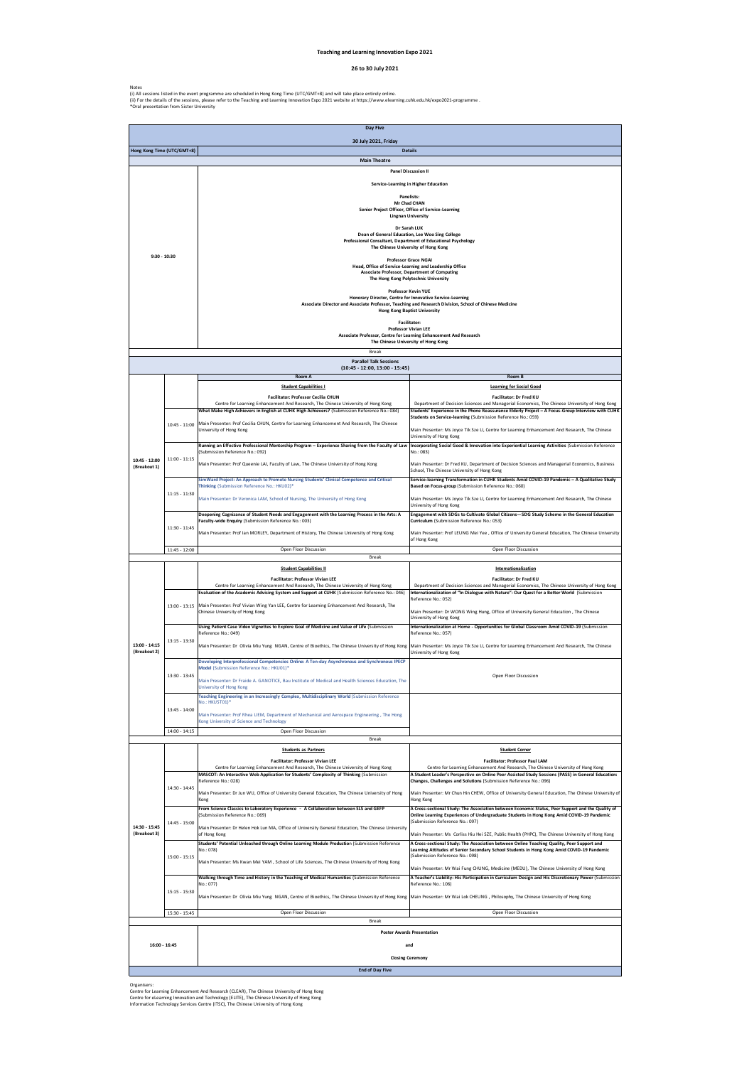# Teaching and Learning Innovation Expo 2021

## 26 to 30 July 2021

Notes
(i) All sessions listed in the event programme are scheduled in Hong Kong Time (UTC/GMT+8) and will take place entirely online.
(ii) For the details of the sessions, please refer to the Teaching and Learning Innovation Expo 2021 website at https://www.elearning.cuhk.edu.hk/expo2021-programme .
*Oral presentation from Sister University

## Day Five

### 30 July 2021, Friday

| Hong Kong Time (UTC/GMT+8) | | Details | |
|---|---|---|---|
| | | **Main Theatre** | |
| 9:30 - 10:30 | | **Panel Discussion II**<br><br>**Service-Learning in Higher Education**<br><br>**Panelists:**<br>**Mr Chad CHAN**<br>**Senior Project Officer, Office of Service-Learning**<br>**Lingnan University**<br><br>**Dr Sarah LUK**<br>**Dean of General Education, Lee Woo Sing College**<br>**Professional Consultant, Department of Educational Psychology**<br>**The Chinese University of Hong Kong**<br><br>**Professor Grace NGAI**<br>**Head, Office of Service-Learning and Leadership Office**<br>**Associate Professor, Department of Computing**<br>**The Hong Kong Polytechnic University**<br><br>**Professor Kevin YUE**<br>**Honorary Director, Centre for Innovative Service-Learning**<br>**Associate Director and Associate Professor, Teaching and Research Division, School of Chinese Medicine**<br>**Hong Kong Baptist University**<br><br>**Facilitator:**<br>**Professor Vivian LEE**<br>**Associate Professor, Centre for Learning Enhancement And Research**<br>**The Chinese University of Hong Kong** | |
| | | Break | |
| | | **Parallel Talk Sessions**<br>**(10:45 - 12:00, 13:00 - 15:45)** | |
| | | **Room A** | **Room B** |
| 10:45 - 12:00 (Breakout 1) | | **Student Capabilities I**<br><br>**Facilitator: Professor Cecilia CHUN**<br>Centre for Learning Enhancement And Research, The Chinese University of Hong Kong | **Learning for Social Good**<br><br>**Facilitator: Dr Fred KU**<br>Department of Decision Sciences and Managerial Economics, The Chinese University of Hong Kong |
| | 10:45 - 11:00 | **What Make High Achievers in English at CUHK High Achievers?** (Submission Reference No.: 084)<br><br>Main Presenter: Prof Cecilia CHUN, Centre for Learning Enhancement And Research, The Chinese University of Hong Kong | **Students' Experience in the Phone Reassurance Elderly Project – A Focus-Group Interview with CUHK Students on Service-learning** (Submission Reference No.: 059)<br><br>Main Presenter: Ms Joyce Tik Sze LI, Centre for Learning Enhancement And Research, The Chinese University of Hong Kong |
| | 11:00 - 11:15 | **Running an Effective Professional Mentorship Program – Experience Sharing from the Faculty of Law** (Submission Reference No.: 092)<br><br>Main Presenter: Prof Queenie LAI, Faculty of Law, The Chinese University of Hong Kong | **Incorporating Social Good & Innovation into Experiential Learning Activities** (Submission Reference No.: 083)<br><br>Main Presenter: Dr Fred KU, Department of Decision Sciences and Managerial Economics, Business School, The Chinese University of Hong Kong |
| | 11:15 - 11:30 | **SimWard Project: An Approach to Promote Nursing Students' Clinical Competence and Critical Thinking** (Submission Reference No.: HKU02)*<br><br>Main Presenter: Dr Veronica LAM, School of Nursing, The University of Hong Kong | **Service-learning Transformation in CUHK Students Amid COVID-19 Pandemic – A Qualitative Study Based on Focus-group** (Submission Reference No.: 060)<br><br>Main Presenter: Ms Joyce Tik Sze LI, Centre for Learning Enhancement And Research, The Chinese University of Hong Kong |
| | 11:30 - 11:45 | **Deepening Cognizance of Student Needs and Engagement with the Learning Process in the Arts: A Faculty-wide Enquiry** (Submission Reference No.: 003)<br><br>Main Presenter: Prof Ian MORLEY, Department of History, The Chinese University of Hong Kong | **Engagement with SDGs to Cultivate Global Citizens—SDG Study Scheme in the General Education Curriculum** (Submission Reference No.: 053)<br><br>Main Presenter: Prof LEUNG Mei Yee , Office of University General Education, The Chinese University of Hong Kong |
| | 11:45 - 12:00 | Open Floor Discussion | Open Floor Discussion |
| | | Break | |
| 13:00 - 14:15 (Breakout 2) | | **Student Capabilities II**<br><br>**Facilitator: Professor Vivian LEE**<br>Centre for Learning Enhancement And Research, The Chinese University of Hong Kong | **Internationalization**<br><br>**Facilitator: Dr Fred KU**<br>Department of Decision Sciences and Managerial Economics, The Chinese University of Hong Kong |
| | 13:00 - 13:15 | **Evaluation of the Academic Advising System and Support at CUHK** (Submission Reference No.: 046)<br><br>Main Presenter: Prof Vivian Wing Yan LEE, Centre for Learning Enhancement And Research, The Chinese University of Hong Kong | **Internationalization of "In Dialogue with Nature": Our Quest for a Better World** (Submission Reference No.: 052)<br><br>Main Presenter: Dr WONG Wing Hung, Office of University General Education , The Chinese University of Hong Kong |
| | 13:15 - 13:30 | **Using Patient Case Video Vignettes to Explore Goal of Medicine and Value of Life** (Submission Reference No.: 049)<br><br>Main Presenter: Dr Olivia Miu Yung NGAN, Centre of Bioethics, The Chinese University of Hong Kong | **Internationalization at Home - Opportunities for Global Classroom Amid COVID-19** (Submission Reference No.: 057)<br><br>Main Presenter: Ms Joyce Tik Sze LI, Centre for Learning Enhancement And Research, The Chinese University of Hong Kong |
| | 13:30 - 13:45 | **Developing Interprofessional Competencies Online: A Ten-day Asynchronous and Synchronous IPECP Model** (Submission Reference No.: HKU01)*<br><br>Main Presenter: Dr Fraide A. GANOTICE, Bau Institute of Medical and Health Sciences Education, The University of Hong Kong | Open Floor Discussion |
| | 13:45 - 14:00 | **Teaching Engineering in an Increasingly Complex, Multidisciplinary World** (Submission Reference No.: HKUST01)*<br><br>Main Presenter: Prof Rhea LIEM, Department of Mechanical and Aerospace Engineering , The Hong Kong University of Science and Technology | |
| | 14:00 - 14:15 | Open Floor Discussion | |
| | | Break | |
| 14:30 - 15:45 (Breakout 3) | | **Students as Partners**<br><br>**Facilitator: Professor Vivian LEE**<br>Centre for Learning Enhancement And Research, The Chinese University of Hong Kong | **Student Corner**<br><br>**Facilitator: Professor Paul LAM**<br>Centre for Learning Enhancement And Research, The Chinese University of Hong Kong |
| | 14:30 - 14:45 | **MASCOT: An Interactive Web Application for Students' Complexity of Thinking** (Submission Reference No.: 028)<br><br>Main Presenter: Dr Jun WU, Office of University General Education, The Chinese University of Hong Kong | **A Student Leader's Perspective on Online Peer Assisted Study Sessions (PASS) in General Education: Changes, Challenges and Solutions** (Submission Reference No.: 096)<br><br>Main Presenter: Mr Chun Hin CHEW, Office of University General Education, The Chinese University of Hong Kong |
| | 14:45 - 15:00 | **From Science Classics to Laboratory Experience - A Collaboration between SLS and GEFP** (Submission Reference No.: 069)<br><br>Main Presenter: Dr Helen Hok Lun MA, Office of University General Education, The Chinese University of Hong Kong | **A Cross-sectional Study: The Association between Economic Status, Peer Support and the Quality of Online Learning Experiences of Undergraduate Students in Hong Kong Amid COVID-19 Pandemic** (Submission Reference No.: 097)<br><br>Main Presenter: Ms Corliss Hiu Hei SZE, Public Health (PHPC), The Chinese University of Hong Kong |
| | 15:00 - 15:15 | **Students' Potential Unleashed through Online Learning Module Production** (Submission Reference No.: 078)<br><br>Main Presenter: Ms Kwan Mei YAM , School of Life Sciences, The Chinese University of Hong Kong | **A Cross-sectional Study: The Association between Online Teaching Quality, Peer Support and Learning Attitudes of Senior Secondary School Students in Hong Kong Amid COVID-19 Pandemic** (Submission Reference No.: 098)<br><br>Main Presenter: Mr Wai Fung CHUNG, Medicine (MEDU), The Chinese University of Hong Kong |
| | 15:15 - 15:30 | **Walking through Time and History in the Teaching of Medical Humanities** (Submission Reference No.: 077)<br><br>Main Presenter: Dr Olivia Miu Yung NGAN, Centre of Bioethics, The Chinese University of Hong Kong | **A Teacher's Liability: His Participation in Curriculum Design and His Discretionary Power** (Submission Reference No.: 106)<br><br>Main Presenter: Mr Wai Lok CHEUNG , Philosophy, The Chinese University of Hong Kong |
| | 15:30 - 15:45 | Open Floor Discussion | Open Floor Discussion |
| | | Break | |
| 16:00 - 16:45 | | **Poster Awards Presentation**<br><br>**and**<br><br>**Closing Ceremony** | |
| | | **End of Day Five** | |

Organisers:
Centre for Learning Enhancement And Research (CLEAR), The Chinese University of Hong Kong
Centre for eLearning Innovation and Technology (ELITE), The Chinese University of Hong Kong
Information Technology Services Centre (ITSC), The Chinese University of Hong Kong